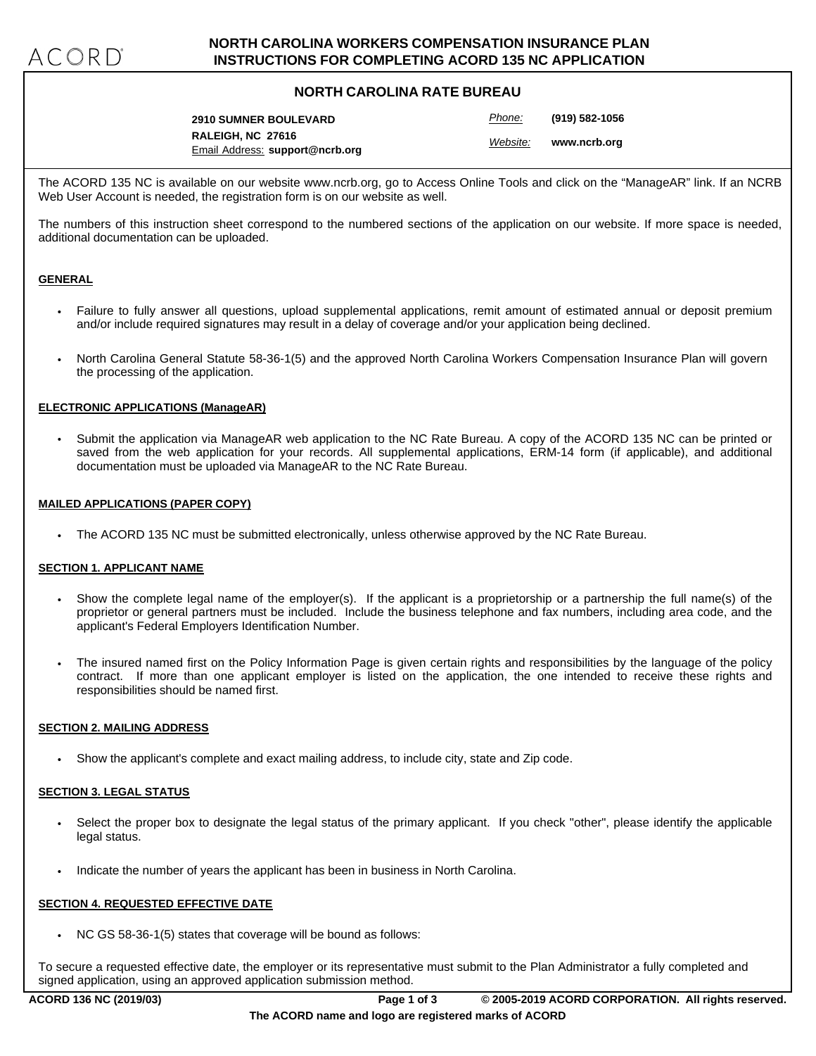# NORTH CAROLINA WORKERS COMPENSATION INSURANCE PLAN
# INSTRUCTIONS FOR COMPLETING ACORD 135 NC APPLICATION

## NORTH CAROLINA RATE BUREAU

**2910 SUMNER BOULEVARD**
**RALEIGH, NC 27616**
Email Address: **support@ncrb.org**

*Phone:* **(919) 582-1056**
*Website:* **www.ncrb.org**

The ACORD 135 NC is available on our website www.ncrb.org, go to Access Online Tools and click on the "ManageAR" link. If an NCRB Web User Account is needed, the registration form is on our website as well.

The numbers of this instruction sheet correspond to the numbered sections of the application on our website. If more space is needed, additional documentation can be uploaded.

### GENERAL

- Failure to fully answer all questions, upload supplemental applications, remit amount of estimated annual or deposit premium and/or include required signatures may result in a delay of coverage and/or your application being declined.
- North Carolina General Statute 58-36-1(5) and the approved North Carolina Workers Compensation Insurance Plan will govern the processing of the application.

### ELECTRONIC APPLICATIONS (ManageAR)

- Submit the application via ManageAR web application to the NC Rate Bureau. A copy of the ACORD 135 NC can be printed or saved from the web application for your records. All supplemental applications, ERM-14 form (if applicable), and additional documentation must be uploaded via ManageAR to the NC Rate Bureau.

### MAILED APPLICATIONS (PAPER COPY)

- The ACORD 135 NC must be submitted electronically, unless otherwise approved by the NC Rate Bureau.

### SECTION 1. APPLICANT NAME

- Show the complete legal name of the employer(s). If the applicant is a proprietorship or a partnership the full name(s) of the proprietor or general partners must be included. Include the business telephone and fax numbers, including area code, and the applicant's Federal Employers Identification Number.
- The insured named first on the Policy Information Page is given certain rights and responsibilities by the language of the policy contract. If more than one applicant employer is listed on the application, the one intended to receive these rights and responsibilities should be named first.

### SECTION 2. MAILING ADDRESS

- Show the applicant's complete and exact mailing address, to include city, state and Zip code.

### SECTION 3. LEGAL STATUS

- Select the proper box to designate the legal status of the primary applicant. If you check "other", please identify the applicable legal status.
- Indicate the number of years the applicant has been in business in North Carolina.

### SECTION 4. REQUESTED EFFECTIVE DATE

- NC GS 58-36-1(5) states that coverage will be bound as follows:

To secure a requested effective date, the employer or its representative must submit to the Plan Administrator a fully completed and signed application, using an approved application submission method.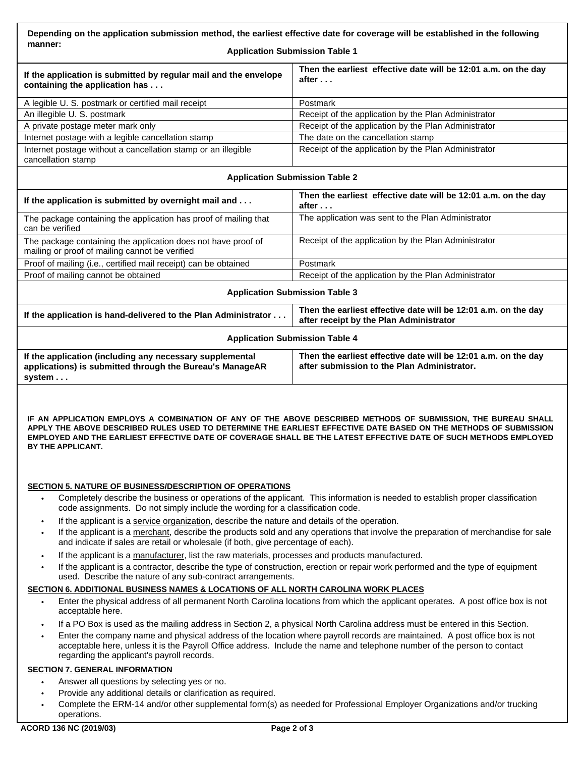**Depending on the application submission method, the earliest effective date for coverage will be established in the following manner:**

**Application Submission Table 1**

| If the application is submitted by regular mail and the envelope containing the application has . . . | Then the earliest effective date will be 12:01 a.m. on the day after . . . |
|---|---|
| A legible U. S. postmark or certified mail receipt | Postmark |
| An illegible U. S. postmark | Receipt of the application by the Plan Administrator |
| A private postage meter mark only | Receipt of the application by the Plan Administrator |
| Internet postage with a legible cancellation stamp | The date on the cancellation stamp |
| Internet postage without a cancellation stamp or an illegible cancellation stamp | Receipt of the application by the Plan Administrator |

**Application Submission Table 2**

| If the application is submitted by overnight mail and . . . | Then the earliest effective date will be 12:01 a.m. on the day after . . . |
|---|---|
| The package containing the application has proof of mailing that can be verified | The application was sent to the Plan Administrator |
| The package containing the application does not have proof of mailing or proof of mailing cannot be verified | Receipt of the application by the Plan Administrator |
| Proof of mailing (i.e., certified mail receipt) can be obtained | Postmark |
| Proof of mailing cannot be obtained | Receipt of the application by the Plan Administrator |

**Application Submission Table 3**

| If the application is hand-delivered to the Plan Administrator . . . | Then the earliest effective date will be 12:01 a.m. on the day after receipt by the Plan Administrator |
|---|---|

**Application Submission Table 4**

| If the application (including any necessary supplemental applications) is submitted through the Bureau's ManageAR system . . . | Then the earliest effective date will be 12:01 a.m. on the day after submission to the Plan Administrator. |
|---|---|

**IF AN APPLICATION EMPLOYS A COMBINATION OF ANY OF THE ABOVE DESCRIBED METHODS OF SUBMISSION, THE BUREAU SHALL APPLY THE ABOVE DESCRIBED RULES USED TO DETERMINE THE EARLIEST EFFECTIVE DATE BASED ON THE METHODS OF SUBMISSION EMPLOYED AND THE EARLIEST EFFECTIVE DATE OF COVERAGE SHALL BE THE LATEST EFFECTIVE DATE OF SUCH METHODS EMPLOYED BY THE APPLICANT.**

## SECTION 5. NATURE OF BUSINESS/DESCRIPTION OF OPERATIONS

- Completely describe the business or operations of the applicant. This information is needed to establish proper classification code assignments. Do not simply include the wording for a classification code.
- If the applicant is a service organization, describe the nature and details of the operation.
- If the applicant is a merchant, describe the products sold and any operations that involve the preparation of merchandise for sale and indicate if sales are retail or wholesale (if both, give percentage of each).
- If the applicant is a manufacturer, list the raw materials, processes and products manufactured.
- If the applicant is a contractor, describe the type of construction, erection or repair work performed and the type of equipment used. Describe the nature of any sub-contract arrangements.

## SECTION 6. ADDITIONAL BUSINESS NAMES & LOCATIONS OF ALL NORTH CAROLINA WORK PLACES

- Enter the physical address of all permanent North Carolina locations from which the applicant operates. A post office box is not acceptable here.
- If a PO Box is used as the mailing address in Section 2, a physical North Carolina address must be entered in this Section.
- Enter the company name and physical address of the location where payroll records are maintained. A post office box is not acceptable here, unless it is the Payroll Office address. Include the name and telephone number of the person to contact regarding the applicant's payroll records.

## SECTION 7. GENERAL INFORMATION

- Answer all questions by selecting yes or no.
- Provide any additional details or clarification as required.
- Complete the ERM-14 and/or other supplemental form(s) as needed for Professional Employer Organizations and/or trucking operations.

ACORD 136 NC (2019/03)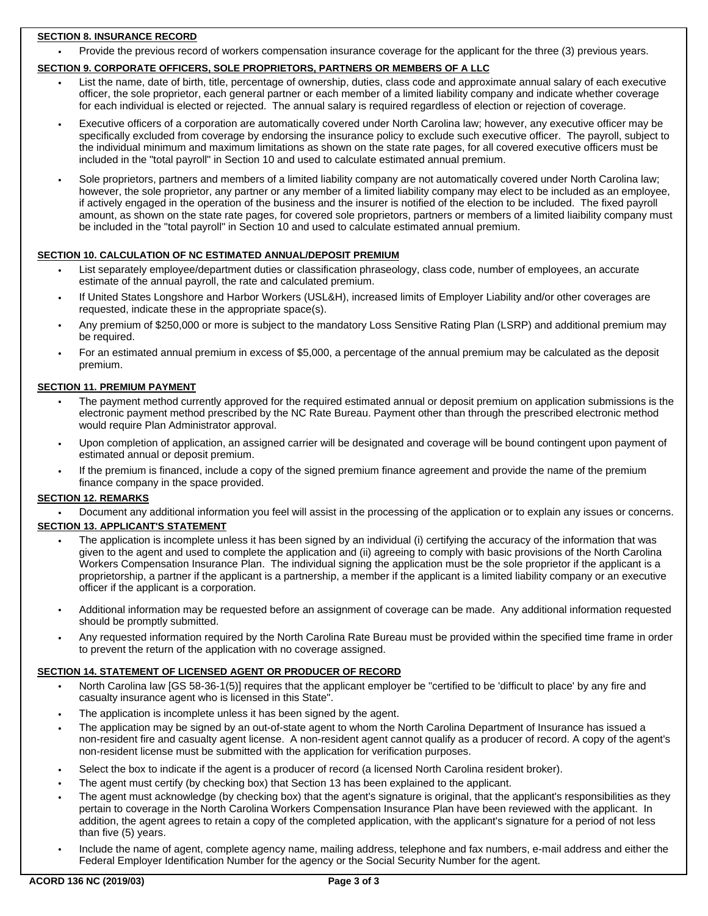**SECTION 8. INSURANCE RECORD**

- Provide the previous record of workers compensation insurance coverage for the applicant for the three (3) previous years.

**SECTION 9. CORPORATE OFFICERS, SOLE PROPRIETORS, PARTNERS OR MEMBERS OF A LLC**

- List the name, date of birth, title, percentage of ownership, duties, class code and approximate annual salary of each executive officer, the sole proprietor, each general partner or each member of a limited liability company and indicate whether coverage for each individual is elected or rejected. The annual salary is required regardless of election or rejection of coverage.
- Executive officers of a corporation are automatically covered under North Carolina law; however, any executive officer may be specifically excluded from coverage by endorsing the insurance policy to exclude such executive officer. The payroll, subject to the individual minimum and maximum limitations as shown on the state rate pages, for all covered executive officers must be included in the "total payroll" in Section 10 and used to calculate estimated annual premium.
- Sole proprietors, partners and members of a limited liability company are not automatically covered under North Carolina law; however, the sole proprietor, any partner or any member of a limited liability company may elect to be included as an employee, if actively engaged in the operation of the business and the insurer is notified of the election to be included. The fixed payroll amount, as shown on the state rate pages, for covered sole proprietors, partners or members of a limited liaibility company must be included in the "total payroll" in Section 10 and used to calculate estimated annual premium.

**SECTION 10. CALCULATION OF NC ESTIMATED ANNUAL/DEPOSIT PREMIUM**

- List separately employee/department duties or classification phraseology, class code, number of employees, an accurate estimate of the annual payroll, the rate and calculated premium.
- If United States Longshore and Harbor Workers (USL&H), increased limits of Employer Liability and/or other coverages are requested, indicate these in the appropriate space(s).
- Any premium of $250,000 or more is subject to the mandatory Loss Sensitive Rating Plan (LSRP) and additional premium may be required.
- For an estimated annual premium in excess of $5,000, a percentage of the annual premium may be calculated as the deposit premium.

**SECTION 11. PREMIUM PAYMENT**

- The payment method currently approved for the required estimated annual or deposit premium on application submissions is the electronic payment method prescribed by the NC Rate Bureau. Payment other than through the prescribed electronic method would require Plan Administrator approval.
- Upon completion of application, an assigned carrier will be designated and coverage will be bound contingent upon payment of estimated annual or deposit premium.
- If the premium is financed, include a copy of the signed premium finance agreement and provide the name of the premium finance company in the space provided.

**SECTION 12. REMARKS**

- Document any additional information you feel will assist in the processing of the application or to explain any issues or concerns.

**SECTION 13. APPLICANT'S STATEMENT**

- The application is incomplete unless it has been signed by an individual (i) certifying the accuracy of the information that was given to the agent and used to complete the application and (ii) agreeing to comply with basic provisions of the North Carolina Workers Compensation Insurance Plan. The individual signing the application must be the sole proprietor if the applicant is a proprietorship, a partner if the applicant is a partnership, a member if the applicant is a limited liability company or an executive officer if the applicant is a corporation.
- Additional information may be requested before an assignment of coverage can be made. Any additional information requested should be promptly submitted.
- Any requested information required by the North Carolina Rate Bureau must be provided within the specified time frame in order to prevent the return of the application with no coverage assigned.

**SECTION 14. STATEMENT OF LICENSED AGENT OR PRODUCER OF RECORD**

- North Carolina law [GS 58-36-1(5)] requires that the applicant employer be "certified to be 'difficult to place' by any fire and casualty insurance agent who is licensed in this State".
- The application is incomplete unless it has been signed by the agent.
- The application may be signed by an out-of-state agent to whom the North Carolina Department of Insurance has issued a non-resident fire and casualty agent license. A non-resident agent cannot qualify as a producer of record. A copy of the agent's non-resident license must be submitted with the application for verification purposes.
- Select the box to indicate if the agent is a producer of record (a licensed North Carolina resident broker).
- The agent must certify (by checking box) that Section 13 has been explained to the applicant.
- The agent must acknowledge (by checking box) that the agent's signature is original, that the applicant's responsibilities as they pertain to coverage in the North Carolina Workers Compensation Insurance Plan have been reviewed with the applicant. In addition, the agent agrees to retain a copy of the completed application, with the applicant's signature for a period of not less than five (5) years.
- Include the name of agent, complete agency name, mailing address, telephone and fax numbers, e-mail address and either the Federal Employer Identification Number for the agency or the Social Security Number for the agent.

ACORD 136 NC (2019/03)